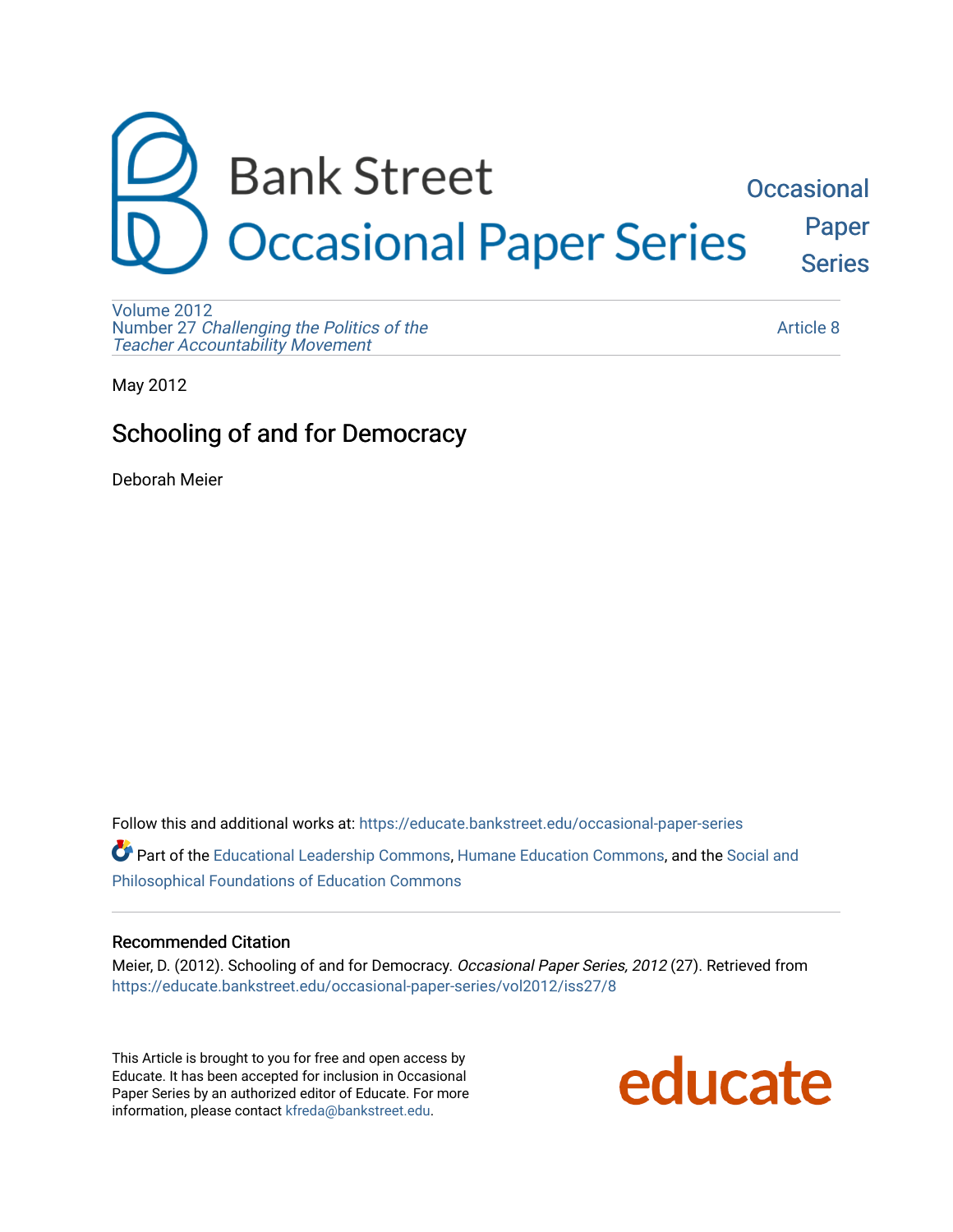# Bank Street Occasional Paper Series

Volume 2012
Number 27 *Challenging the Politics of the Teacher Accountability Movement*

Article 8

May 2012

## Schooling of and for Democracy

Deborah Meier

Follow this and additional works at: https://educate.bankstreet.edu/occasional-paper-series

Part of the Educational Leadership Commons, Humane Education Commons, and the Social and Philosophical Foundations of Education Commons

### Recommended Citation

Meier, D. (2012). Schooling of and for Democracy. *Occasional Paper Series, 2012* (27). Retrieved from https://educate.bankstreet.edu/occasional-paper-series/vol2012/iss27/8

This Article is brought to you for free and open access by Educate. It has been accepted for inclusion in Occasional Paper Series by an authorized editor of Educate. For more information, please contact kfreda@bankstreet.edu.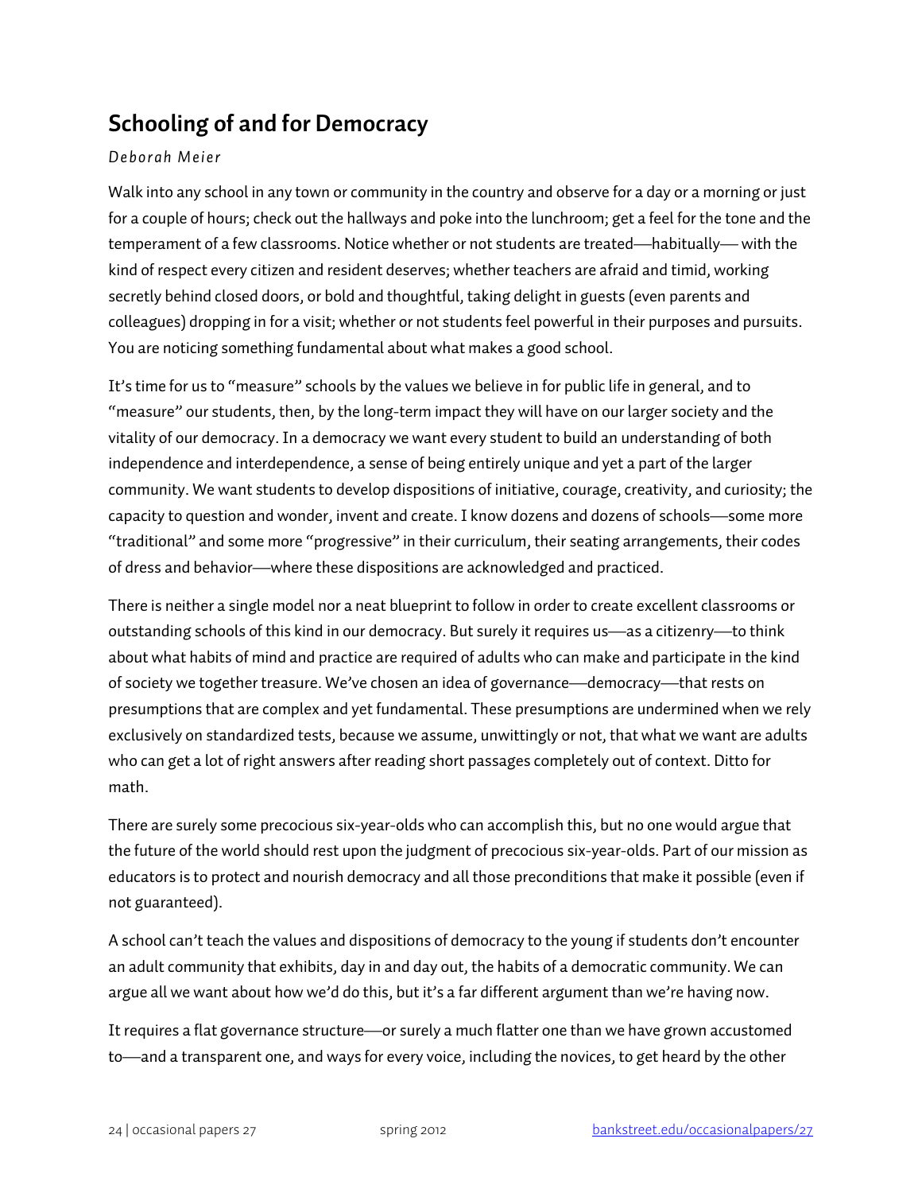## Schooling of and for Democracy

*Deborah Meier*

Walk into any school in any town or community in the country and observe for a day or a morning or just for a couple of hours; check out the hallways and poke into the lunchroom; get a feel for the tone and the temperament of a few classrooms. Notice whether or not students are treated—habitually— with the kind of respect every citizen and resident deserves; whether teachers are afraid and timid, working secretly behind closed doors, or bold and thoughtful, taking delight in guests (even parents and colleagues) dropping in for a visit; whether or not students feel powerful in their purposes and pursuits. You are noticing something fundamental about what makes a good school.

It's time for us to "measure" schools by the values we believe in for public life in general, and to "measure" our students, then, by the long-term impact they will have on our larger society and the vitality of our democracy. In a democracy we want every student to build an understanding of both independence and interdependence, a sense of being entirely unique and yet a part of the larger community. We want students to develop dispositions of initiative, courage, creativity, and curiosity; the capacity to question and wonder, invent and create. I know dozens and dozens of schools—some more "traditional" and some more "progressive" in their curriculum, their seating arrangements, their codes of dress and behavior—where these dispositions are acknowledged and practiced.

There is neither a single model nor a neat blueprint to follow in order to create excellent classrooms or outstanding schools of this kind in our democracy. But surely it requires us—as a citizenry—to think about what habits of mind and practice are required of adults who can make and participate in the kind of society we together treasure. We've chosen an idea of governance—democracy—that rests on presumptions that are complex and yet fundamental. These presumptions are undermined when we rely exclusively on standardized tests, because we assume, unwittingly or not, that what we want are adults who can get a lot of right answers after reading short passages completely out of context. Ditto for math.

There are surely some precocious six-year-olds who can accomplish this, but no one would argue that the future of the world should rest upon the judgment of precocious six-year-olds. Part of our mission as educators is to protect and nourish democracy and all those preconditions that make it possible (even if not guaranteed).

A school can't teach the values and dispositions of democracy to the young if students don't encounter an adult community that exhibits, day in and day out, the habits of a democratic community. We can argue all we want about how we'd do this, but it's a far different argument than we're having now.

It requires a flat governance structure—or surely a much flatter one than we have grown accustomed to—and a transparent one, and ways for every voice, including the novices, to get heard by the other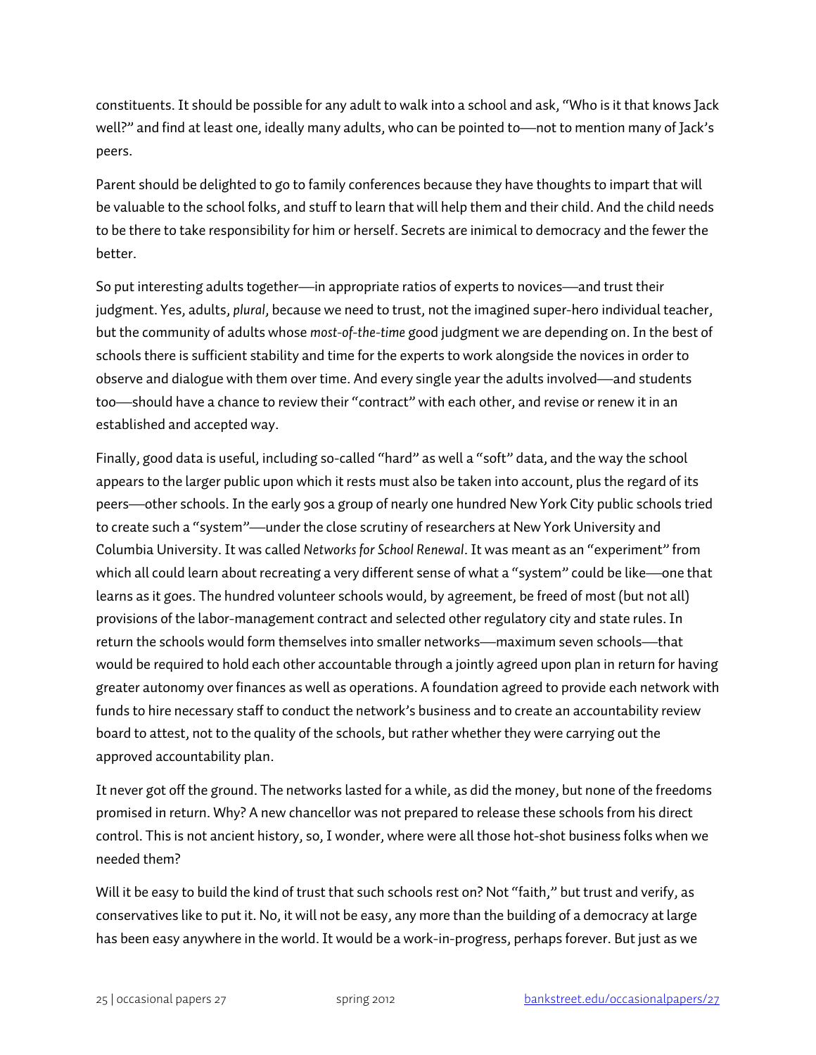constituents. It should be possible for any adult to walk into a school and ask, "Who is it that knows Jack well?" and find at least one, ideally many adults, who can be pointed to—not to mention many of Jack's peers.

Parent should be delighted to go to family conferences because they have thoughts to impart that will be valuable to the school folks, and stuff to learn that will help them and their child. And the child needs to be there to take responsibility for him or herself. Secrets are inimical to democracy and the fewer the better.

So put interesting adults together—in appropriate ratios of experts to novices—and trust their judgment. Yes, adults, *plural*, because we need to trust, not the imagined super-hero individual teacher, but the community of adults whose *most-of-the-time* good judgment we are depending on. In the best of schools there is sufficient stability and time for the experts to work alongside the novices in order to observe and dialogue with them over time. And every single year the adults involved—and students too—should have a chance to review their "contract" with each other, and revise or renew it in an established and accepted way.

Finally, good data is useful, including so-called "hard" as well a "soft" data, and the way the school appears to the larger public upon which it rests must also be taken into account, plus the regard of its peers—other schools. In the early 90s a group of nearly one hundred New York City public schools tried to create such a "system"—under the close scrutiny of researchers at New York University and Columbia University. It was called *Networks for School Renewal*. It was meant as an "experiment" from which all could learn about recreating a very different sense of what a "system" could be like—one that learns as it goes. The hundred volunteer schools would, by agreement, be freed of most (but not all) provisions of the labor-management contract and selected other regulatory city and state rules. In return the schools would form themselves into smaller networks—maximum seven schools—that would be required to hold each other accountable through a jointly agreed upon plan in return for having greater autonomy over finances as well as operations. A foundation agreed to provide each network with funds to hire necessary staff to conduct the network's business and to create an accountability review board to attest, not to the quality of the schools, but rather whether they were carrying out the approved accountability plan.

It never got off the ground. The networks lasted for a while, as did the money, but none of the freedoms promised in return. Why? A new chancellor was not prepared to release these schools from his direct control. This is not ancient history, so, I wonder, where were all those hot-shot business folks when we needed them?

Will it be easy to build the kind of trust that such schools rest on? Not "faith," but trust and verify, as conservatives like to put it. No, it will not be easy, any more than the building of a democracy at large has been easy anywhere in the world. It would be a work-in-progress, perhaps forever. But just as we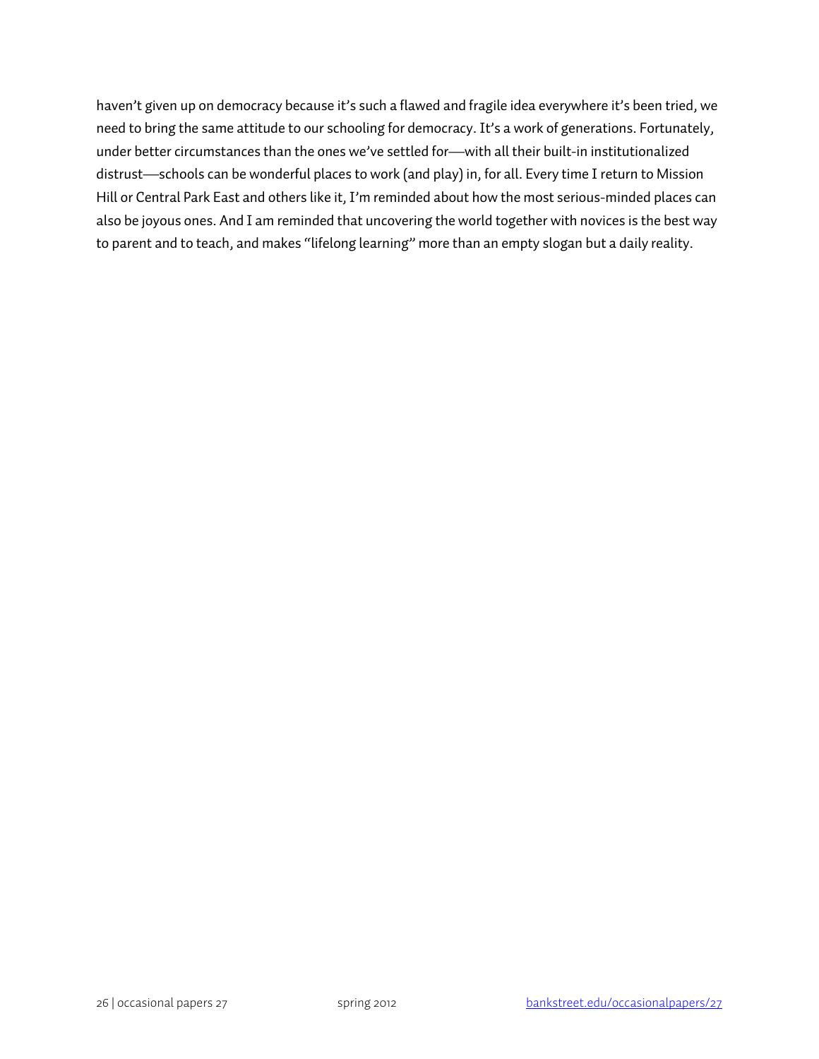haven't given up on democracy because it's such a flawed and fragile idea everywhere it's been tried, we need to bring the same attitude to our schooling for democracy. It's a work of generations. Fortunately, under better circumstances than the ones we've settled for—with all their built-in institutionalized distrust—schools can be wonderful places to work (and play) in, for all. Every time I return to Mission Hill or Central Park East and others like it, I'm reminded about how the most serious-minded places can also be joyous ones. And I am reminded that uncovering the world together with novices is the best way to parent and to teach, and makes "lifelong learning" more than an empty slogan but a daily reality.